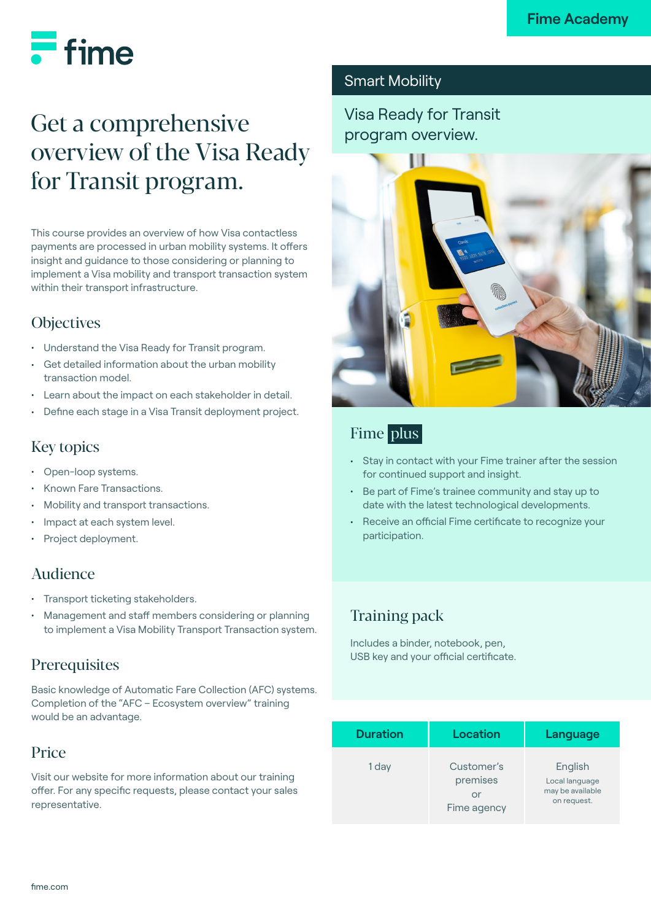Fime Academy

fime

# Get a comprehensive overview of the Visa Ready for Transit program.

This course provides an overview of how Visa contactless payments are processed in urban mobility systems. It offers insight and guidance to those considering or planning to implement a Visa mobility and transport transaction system within their transport infrastructure.

## Objectives

- Understand the Visa Ready for Transit program.
- Get detailed information about the urban mobility transaction model.
- Learn about the impact on each stakeholder in detail.
- Define each stage in a Visa Transit deployment project.

## Key topics

- Open-loop systems.
- Known Fare Transactions.
- Mobility and transport transactions.
- Impact at each system level.
- Project deployment.

## Audience

- Transport ticketing stakeholders.
- Management and staff members considering or planning to implement a Visa Mobility Transport Transaction system.

## Prerequisites

Basic knowledge of Automatic Fare Collection (AFC) systems. Completion of the "AFC – Ecosystem overview" training would be an advantage.

## Price

Visit our website for more information about our training offer. For any specific requests, please contact your sales representative.

Smart Mobility

Visa Ready for Transit program overview.

## Fime plus

- Stay in contact with your Fime trainer after the session for continued support and insight.
- Be part of Fime's trainee community and stay up to date with the latest technological developments.
- Receive an official Fime certificate to recognize your participation.

## Training pack

Includes a binder, notebook, pen, USB key and your official certificate.

| Duration | Location | Language |
| --- | --- | --- |
| 1 day | Customer's premises or Fime agency | English<br>Local language may be available on request. |

fime.com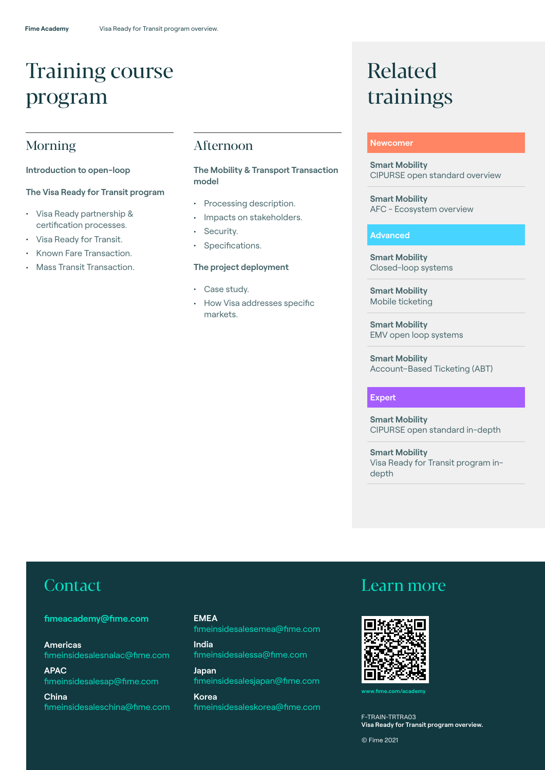# Training course program

## Morning

**Introduction to open-loop**

**The Visa Ready for Transit program**

- Visa Ready partnership & certification processes.
- Visa Ready for Transit.
- Known Fare Transaction.
- Mass Transit Transaction.

## Afternoon

**The Mobility & Transport Transaction model**

- Processing description.
- Impacts on stakeholders.
- Security.
- Specifications.

**The project deployment**

- Case study.
- How Visa addresses specific markets.

# Related trainings

### Newcomer

**Smart Mobility**
CIPURSE open standard overview

**Smart Mobility**
AFC - Ecosystem overview

### Advanced

**Smart Mobility**
Closed-loop systems

**Smart Mobility**
Mobile ticketing

**Smart Mobility**
EMV open loop systems

**Smart Mobility**
Account–Based Ticketing (ABT)

### Expert

**Smart Mobility**
CIPURSE open standard in-depth

**Smart Mobility**
Visa Ready for Transit program in-depth

## Contact

**fimeacademy@fime.com**

**Americas**
fimeinsidesalesnalac@fime.com

**APAC**
fimeinsidesalesap@fime.com

**China**
fimeinsidesaleschina@fime.com

**EMEA**
fimeinsidesalesemea@fime.com

**India**
fimeinsidesalessa@fime.com

**Japan**
fimeinsidesalesjapan@fime.com

**Korea**
fimeinsidesaleskorea@fime.com

## Learn more

www.fime.com/academy

F-TRAIN-TRTRA03
**Visa Ready for Transit program overview.**

© Fime 2021